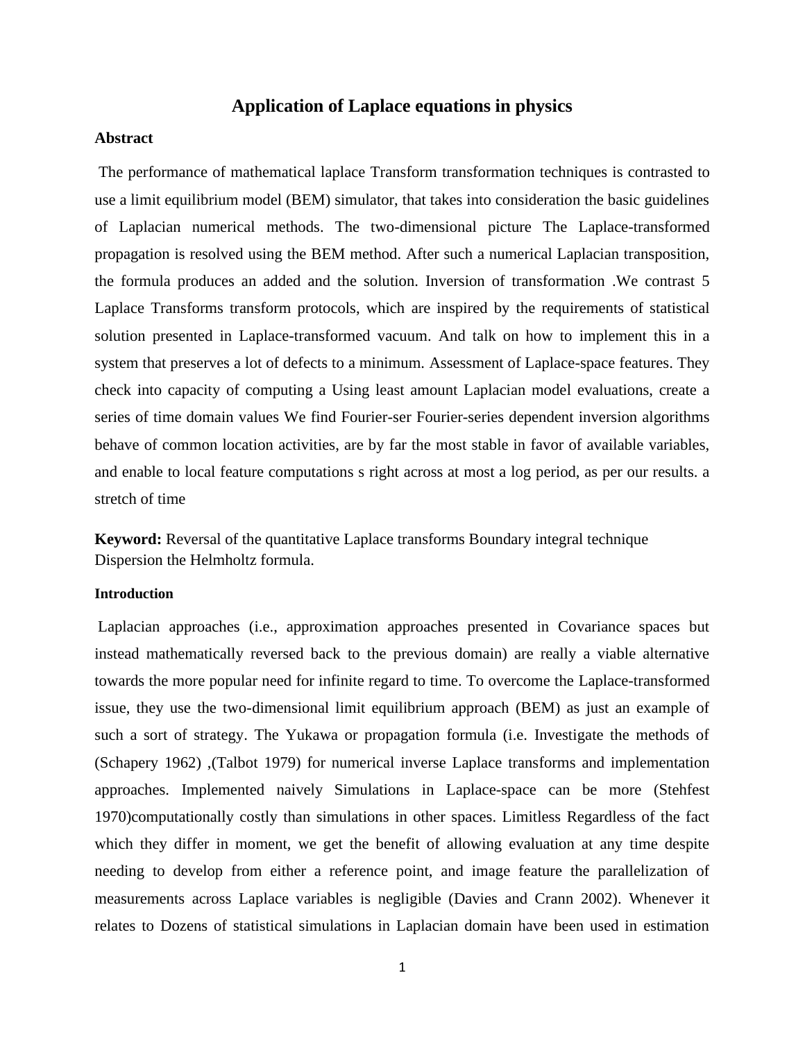# Application of Laplace equations in physics

**Abstract**

The performance of mathematical laplace Transform transformation techniques is contrasted to use a limit equilibrium model (BEM) simulator, that takes into consideration the basic guidelines of Laplacian numerical methods. The two-dimensional picture The Laplace-transformed propagation is resolved using the BEM method. After such a numerical Laplacian transposition, the formula produces an added and the solution. Inversion of transformation .We contrast 5 Laplace Transforms transform protocols, which are inspired by the requirements of statistical solution presented in Laplace-transformed vacuum. And talk on how to implement this in a system that preserves a lot of defects to a minimum. Assessment of Laplace-space features. They check into capacity of computing a Using least amount Laplacian model evaluations, create a series of time domain values We find Fourier-ser Fourier-series dependent inversion algorithms behave of common location activities, are by far the most stable in favor of available variables, and enable to local feature computations s right across at most a log period, as per our results. a stretch of time

**Keyword:** Reversal of the quantitative Laplace transforms Boundary integral technique Dispersion the Helmholtz formula.

**Introduction**

Laplacian approaches (i.e., approximation approaches presented in Covariance spaces but instead mathematically reversed back to the previous domain) are really a viable alternative towards the more popular need for infinite regard to time. To overcome the Laplace-transformed issue, they use the two-dimensional limit equilibrium approach (BEM) as just an example of such a sort of strategy. The Yukawa or propagation formula (i.e. Investigate the methods of (Schapery 1962) ,(Talbot 1979) for numerical inverse Laplace transforms and implementation approaches. Implemented naively Simulations in Laplace-space can be more (Stehfest 1970)computationally costly than simulations in other spaces. Limitless Regardless of the fact which they differ in moment, we get the benefit of allowing evaluation at any time despite needing to develop from either a reference point, and image feature the parallelization of measurements across Laplace variables is negligible (Davies and Crann 2002). Whenever it relates to Dozens of statistical simulations in Laplacian domain have been used in estimation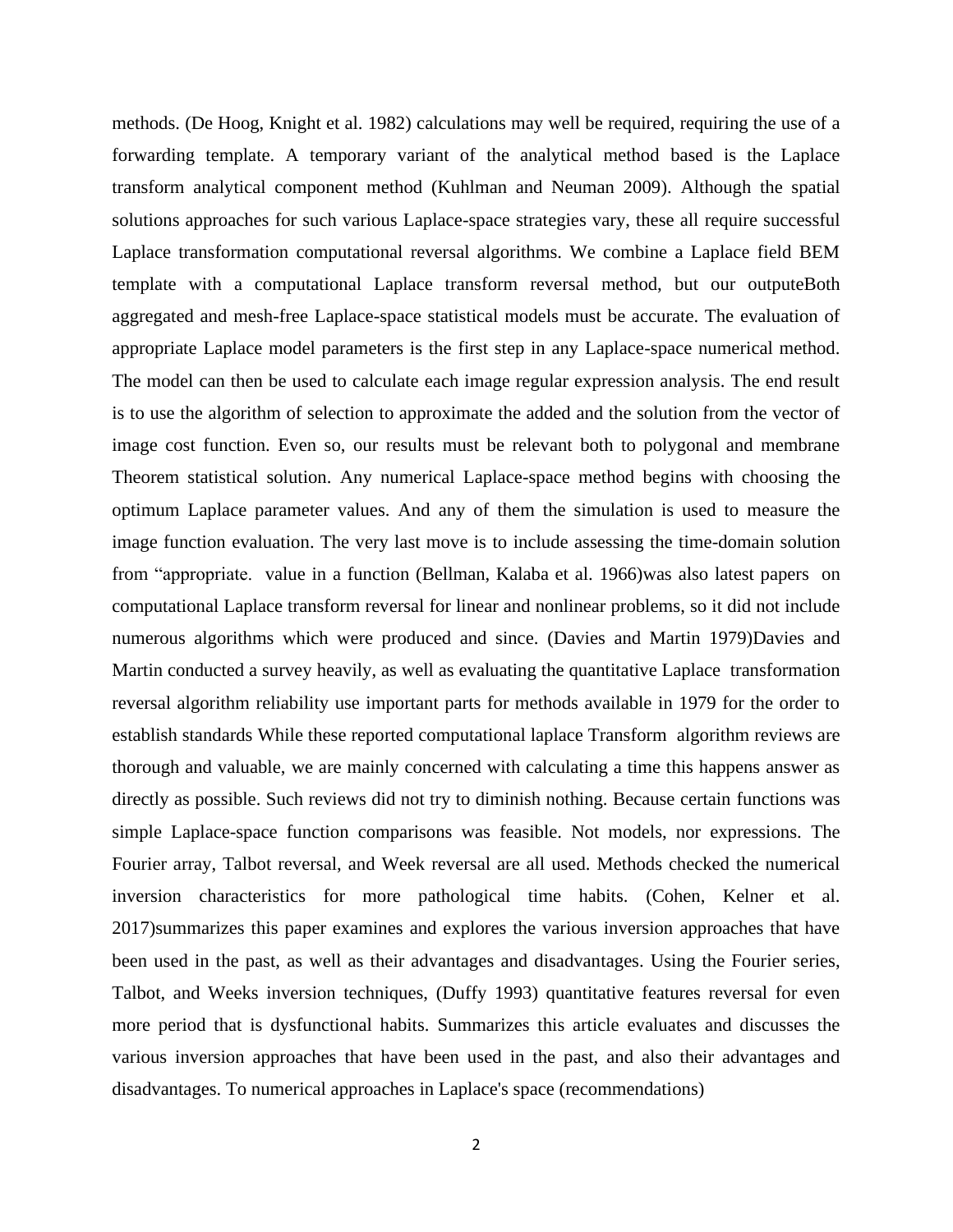methods. (De Hoog, Knight et al. 1982) calculations may well be required, requiring the use of a forwarding template. A temporary variant of the analytical method based is the Laplace transform analytical component method (Kuhlman and Neuman 2009). Although the spatial solutions approaches for such various Laplace-space strategies vary, these all require successful Laplace transformation computational reversal algorithms. We combine a Laplace field BEM template with a computational Laplace transform reversal method, but our outputeBoth aggregated and mesh-free Laplace-space statistical models must be accurate. The evaluation of appropriate Laplace model parameters is the first step in any Laplace-space numerical method. The model can then be used to calculate each image regular expression analysis. The end result is to use the algorithm of selection to approximate the added and the solution from the vector of image cost function. Even so, our results must be relevant both to polygonal and membrane Theorem statistical solution. Any numerical Laplace-space method begins with choosing the optimum Laplace parameter values. And any of them the simulation is used to measure the image function evaluation. The very last move is to include assessing the time-domain solution from "appropriate. value in a function (Bellman, Kalaba et al. 1966)was also latest papers on computational Laplace transform reversal for linear and nonlinear problems, so it did not include numerous algorithms which were produced and since. (Davies and Martin 1979)Davies and Martin conducted a survey heavily, as well as evaluating the quantitative Laplace transformation reversal algorithm reliability use important parts for methods available in 1979 for the order to establish standards While these reported computational laplace Transform algorithm reviews are thorough and valuable, we are mainly concerned with calculating a time this happens answer as directly as possible. Such reviews did not try to diminish nothing. Because certain functions was simple Laplace-space function comparisons was feasible. Not models, nor expressions. The Fourier array, Talbot reversal, and Week reversal are all used. Methods checked the numerical inversion characteristics for more pathological time habits. (Cohen, Kelner et al. 2017)summarizes this paper examines and explores the various inversion approaches that have been used in the past, as well as their advantages and disadvantages. Using the Fourier series, Talbot, and Weeks inversion techniques, (Duffy 1993) quantitative features reversal for even more period that is dysfunctional habits. Summarizes this article evaluates and discusses the various inversion approaches that have been used in the past, and also their advantages and disadvantages. To numerical approaches in Laplace's space (recommendations)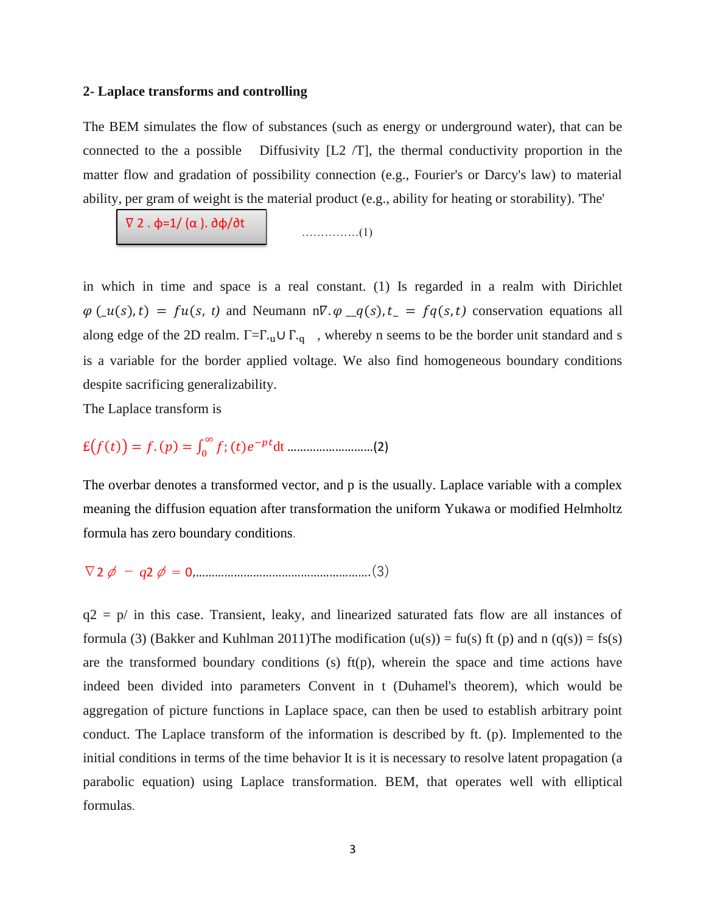**2- Laplace transforms and controlling**

The BEM simulates the flow of substances (such as energy or underground water), that can be connected to the a possible Diffusivity [L2 /T], the thermal conductivity proportion in the matter flow and gradation of possibility connection (e.g., Fourier's or Darcy's law) to material ability, per gram of weight is the material product (e.g., ability for heating or storability). 'The'

$$\nabla 2 . \phi = 1/ (\alpha ). \partial\phi/\partial t \quad \text{...............(1)}$$

in which in time and space is a real constant. (1) Is regarded in a realm with Dirichlet $\varphi\, (\_u(s), t) = fu(s,\ t)$ and Neumann $n\nabla . \varphi\ \_\_q(s), t\_ = fq(s,t)$ conservation equations all along edge of the 2D realm. $\Gamma = \Gamma_{.u} \cup \Gamma_{.q}$ , whereby n seems to be the border unit standard and s is a variable for the border applied voltage. We also find homogeneous boundary conditions despite sacrificing generalizability.

The Laplace transform is

$$£(f(t)) = f.(p) = \int_0^\infty f;(t)e^{-pt}dt \quad \text{..........................(2)}$$

The overbar denotes a transformed vector, and p is the usually. Laplace variable with a complex meaning the diffusion equation after transformation the uniform Yukawa or modified Helmholtz formula has zero boundary conditions.

$$\nabla 2\ \phi\ -\ q2\ \phi\ = 0, \text{......................................................(3)}$$

q2 = p/ in this case. Transient, leaky, and linearized saturated fats flow are all instances of formula (3) (Bakker and Kuhlman 2011)The modification (u(s)) = fu(s) ft (p) and n (q(s)) = fs(s) are the transformed boundary conditions (s) ft(p), wherein the space and time actions have indeed been divided into parameters Convent in t (Duhamel's theorem), which would be aggregation of picture functions in Laplace space, can then be used to establish arbitrary point conduct. The Laplace transform of the information is described by ft. (p). Implemented to the initial conditions in terms of the time behavior It is it is necessary to resolve latent propagation (a parabolic equation) using Laplace transformation. BEM, that operates well with elliptical formulas.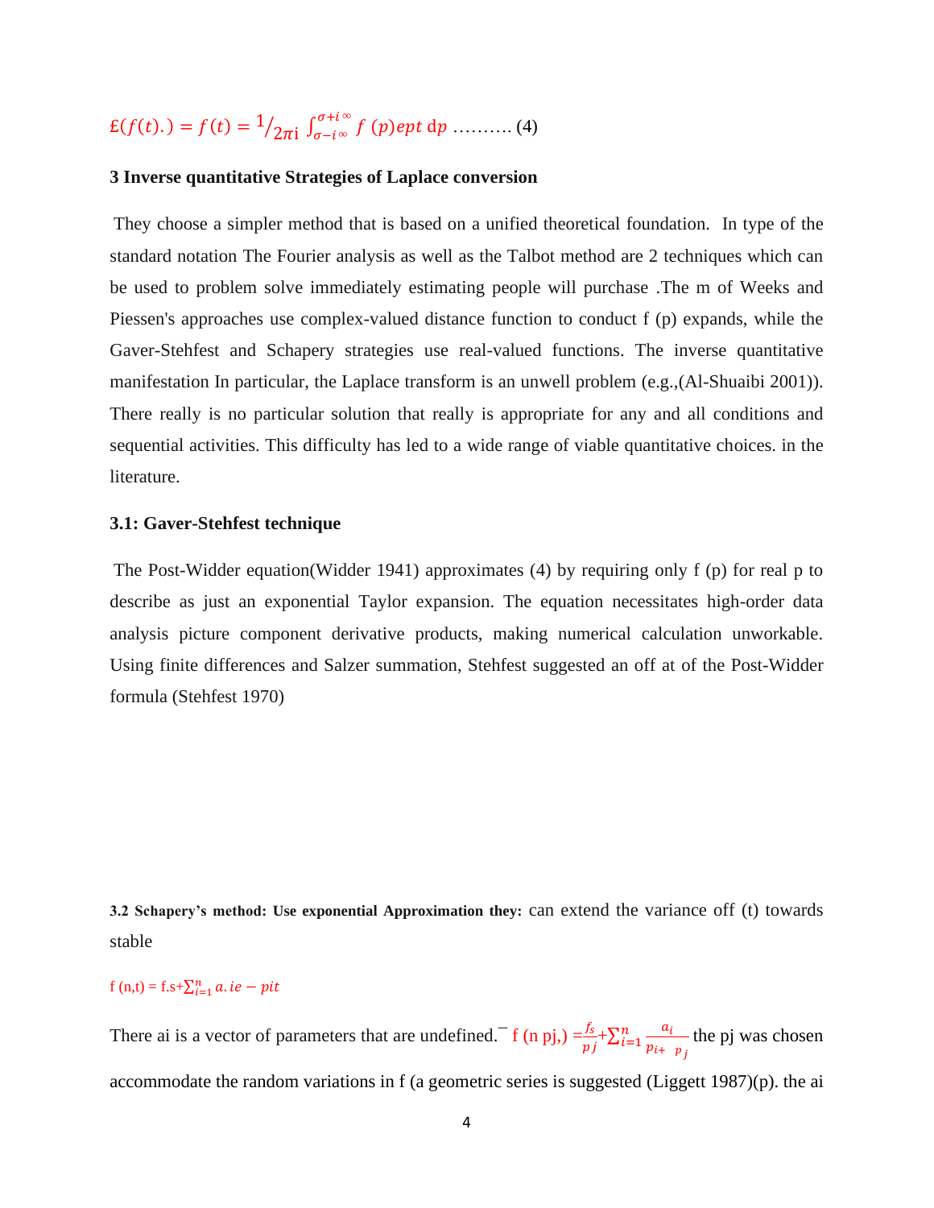$$£(f(t).) = f(t) = {}^{1}/_{2\pi i} \int_{\sigma - i\infty}^{\sigma + i\infty} f(p) ept \, dp \text{ ………. (4)}$$

### 3 Inverse quantitative Strategies of Laplace conversion

They choose a simpler method that is based on a unified theoretical foundation. In type of the standard notation The Fourier analysis as well as the Talbot method are 2 techniques which can be used to problem solve immediately estimating people will purchase .The m of Weeks and Piessen's approaches use complex-valued distance function to conduct f (p) expands, while the Gaver-Stehfest and Schapery strategies use real-valued functions. The inverse quantitative manifestation In particular, the Laplace transform is an unwell problem (e.g.,(Al-Shuaibi 2001)). There really is no particular solution that really is appropriate for any and all conditions and sequential activities. This difficulty has led to a wide range of viable quantitative choices. in the literature.

### 3.1: Gaver-Stehfest technique

The Post-Widder equation(Widder 1941) approximates (4) by requiring only f (p) for real p to describe as just an exponential Taylor expansion. The equation necessitates high-order data analysis picture component derivative products, making numerical calculation unworkable. Using finite differences and Salzer summation, Stehfest suggested an off at of the Post-Widder formula (Stehfest 1970)

**3.2 Schapery's method: Use exponential Approximation they:** can extend the variance off (t) towards stable

$$f(n,t) = f.s + \sum_{i=1}^{n} a.ie - pit$$

There ai is a vector of parameters that are undefined.$^{-}$ $f(n\ pj,) = \frac{f_s}{pj} + \sum_{i=1}^{n} \frac{a_i}{p_{i+}\ \ p_j}$ the pj was chosen accommodate the random variations in f (a geometric series is suggested (Liggett 1987)(p). the ai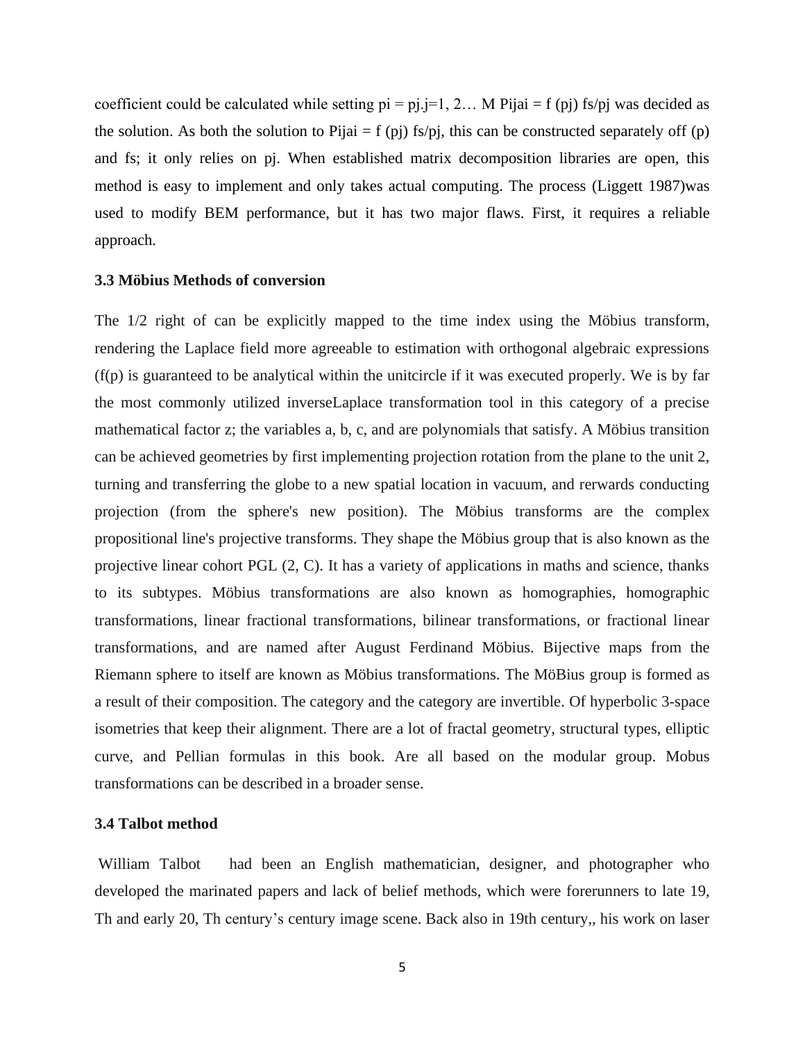coefficient could be calculated while setting pi = pj.j=1, 2… M Pijai = f (pj) fs/pj was decided as the solution. As both the solution to Pijai = f (pj) fs/pj, this can be constructed separately off (p) and fs; it only relies on pj. When established matrix decomposition libraries are open, this method is easy to implement and only takes actual computing. The process (Liggett 1987)was used to modify BEM performance, but it has two major flaws. First, it requires a reliable approach.

### 3.3 Möbius Methods of conversion

The 1/2 right of can be explicitly mapped to the time index using the Möbius transform, rendering the Laplace field more agreeable to estimation with orthogonal algebraic expressions (f(p) is guaranteed to be analytical within the unitcircle if it was executed properly. We is by far the most commonly utilized inverseLaplace transformation tool in this category of a precise mathematical factor z; the variables a, b, c, and are polynomials that satisfy. A Möbius transition can be achieved geometries by first implementing projection rotation from the plane to the unit 2, turning and transferring the globe to a new spatial location in vacuum, and rerwards conducting projection (from the sphere's new position). The Möbius transforms are the complex propositional line's projective transforms. They shape the Möbius group that is also known as the projective linear cohort PGL (2, C). It has a variety of applications in maths and science, thanks to its subtypes. Möbius transformations are also known as homographies, homographic transformations, linear fractional transformations, bilinear transformations, or fractional linear transformations, and are named after August Ferdinand Möbius. Bijective maps from the Riemann sphere to itself are known as Möbius transformations. The MöBius group is formed as a result of their composition. The category and the category are invertible. Of hyperbolic 3-space isometries that keep their alignment. There are a lot of fractal geometry, structural types, elliptic curve, and Pellian formulas in this book. Are all based on the modular group. Mobus transformations can be described in a broader sense.

### 3.4 Talbot method

William Talbot had been an English mathematician, designer, and photographer who developed the marinated papers and lack of belief methods, which were forerunners to late 19, Th and early 20, Th century's century image scene. Back also in 19th century,, his work on laser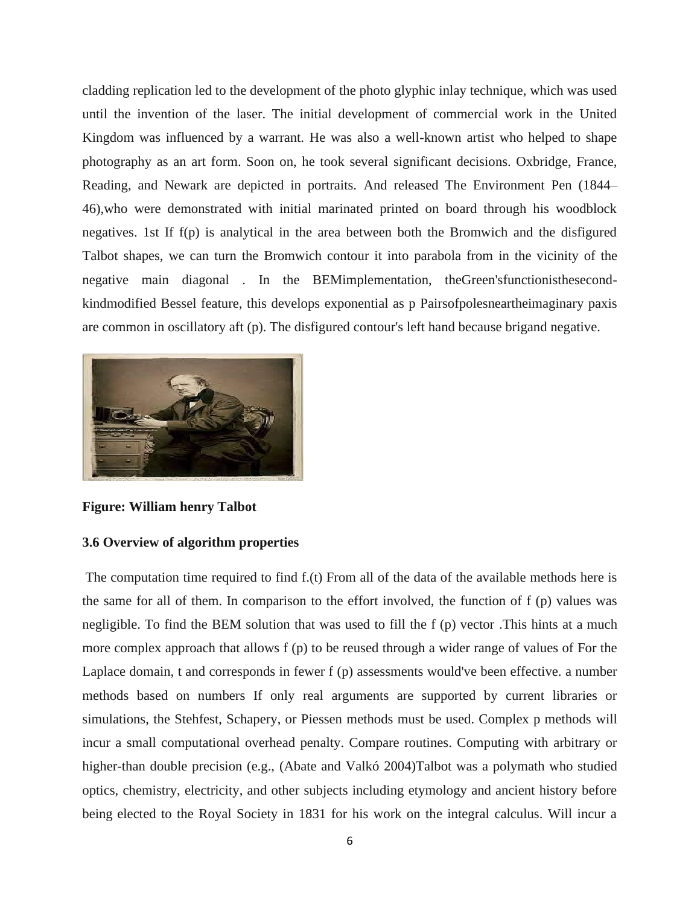cladding replication led to the development of the photo glyphic inlay technique, which was used until the invention of the laser. The initial development of commercial work in the United Kingdom was influenced by a warrant. He was also a well-known artist who helped to shape photography as an art form. Soon on, he took several significant decisions. Oxbridge, France, Reading, and Newark are depicted in portraits. And released The Environment Pen (1844–46),who were demonstrated with initial marinated printed on board through his woodblock negatives. 1st If f(p) is analytical in the area between both the Bromwich and the disfigured Talbot shapes, we can turn the Bromwich contour it into parabola from in the vicinity of the negative main diagonal . In the BEMimplementation, theGreen'sfunctionisthesecond-kindmodified Bessel feature, this develops exponential as p Pairsofpolesneartheimaginary paxis are common in oscillatory aft (p). The disfigured contour's left hand because brigand negative.

**Figure: William henry Talbot**

### 3.6 Overview of algorithm properties

The computation time required to find f.(t) From all of the data of the available methods here is the same for all of them. In comparison to the effort involved, the function of f (p) values was negligible. To find the BEM solution that was used to fill the f (p) vector .This hints at a much more complex approach that allows f (p) to be reused through a wider range of values of For the Laplace domain, t and corresponds in fewer f (p) assessments would've been effective. a number methods based on numbers If only real arguments are supported by current libraries or simulations, the Stehfest, Schapery, or Piessen methods must be used. Complex p methods will incur a small computational overhead penalty. Compare routines. Computing with arbitrary or higher-than double precision (e.g., (Abate and Valkó 2004)Talbot was a polymath who studied optics, chemistry, electricity, and other subjects including etymology and ancient history before being elected to the Royal Society in 1831 for his work on the integral calculus. Will incur a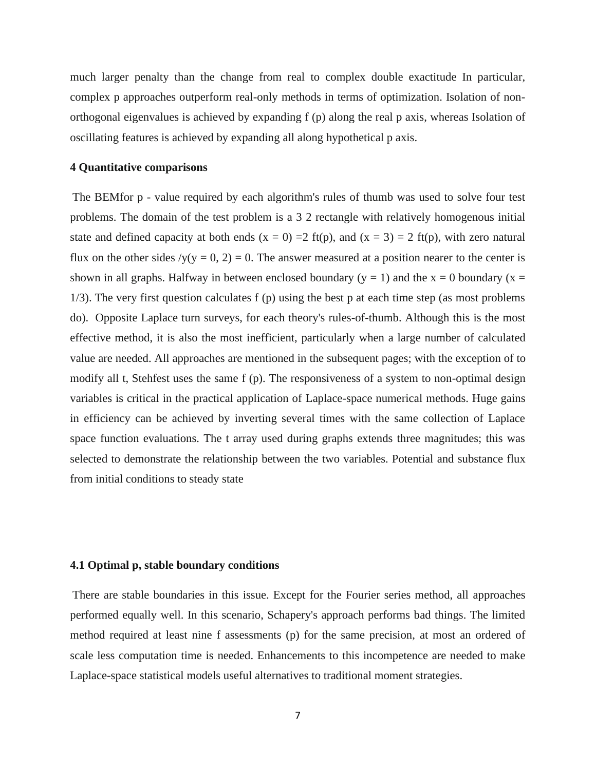much larger penalty than the change from real to complex double exactitude In particular, complex p approaches outperform real-only methods in terms of optimization. Isolation of non-orthogonal eigenvalues is achieved by expanding f (p) along the real p axis, whereas Isolation of oscillating features is achieved by expanding all along hypothetical p axis.

### 4 Quantitative comparisons

The BEMfor p - value required by each algorithm's rules of thumb was used to solve four test problems. The domain of the test problem is a 3 2 rectangle with relatively homogenous initial state and defined capacity at both ends (x = 0) =2 ft(p), and (x = 3) = 2 ft(p), with zero natural flux on the other sides /y(y = 0, 2) = 0. The answer measured at a position nearer to the center is shown in all graphs. Halfway in between enclosed boundary (y = 1) and the x = 0 boundary (x = 1/3). The very first question calculates f (p) using the best p at each time step (as most problems do). Opposite Laplace turn surveys, for each theory's rules-of-thumb. Although this is the most effective method, it is also the most inefficient, particularly when a large number of calculated value are needed. All approaches are mentioned in the subsequent pages; with the exception of to modify all t, Stehfest uses the same f (p). The responsiveness of a system to non-optimal design variables is critical in the practical application of Laplace-space numerical methods. Huge gains in efficiency can be achieved by inverting several times with the same collection of Laplace space function evaluations. The t array used during graphs extends three magnitudes; this was selected to demonstrate the relationship between the two variables. Potential and substance flux from initial conditions to steady state

### 4.1 Optimal p, stable boundary conditions

There are stable boundaries in this issue. Except for the Fourier series method, all approaches performed equally well. In this scenario, Schapery's approach performs bad things. The limited method required at least nine f assessments (p) for the same precision, at most an ordered of scale less computation time is needed. Enhancements to this incompetence are needed to make Laplace-space statistical models useful alternatives to traditional moment strategies.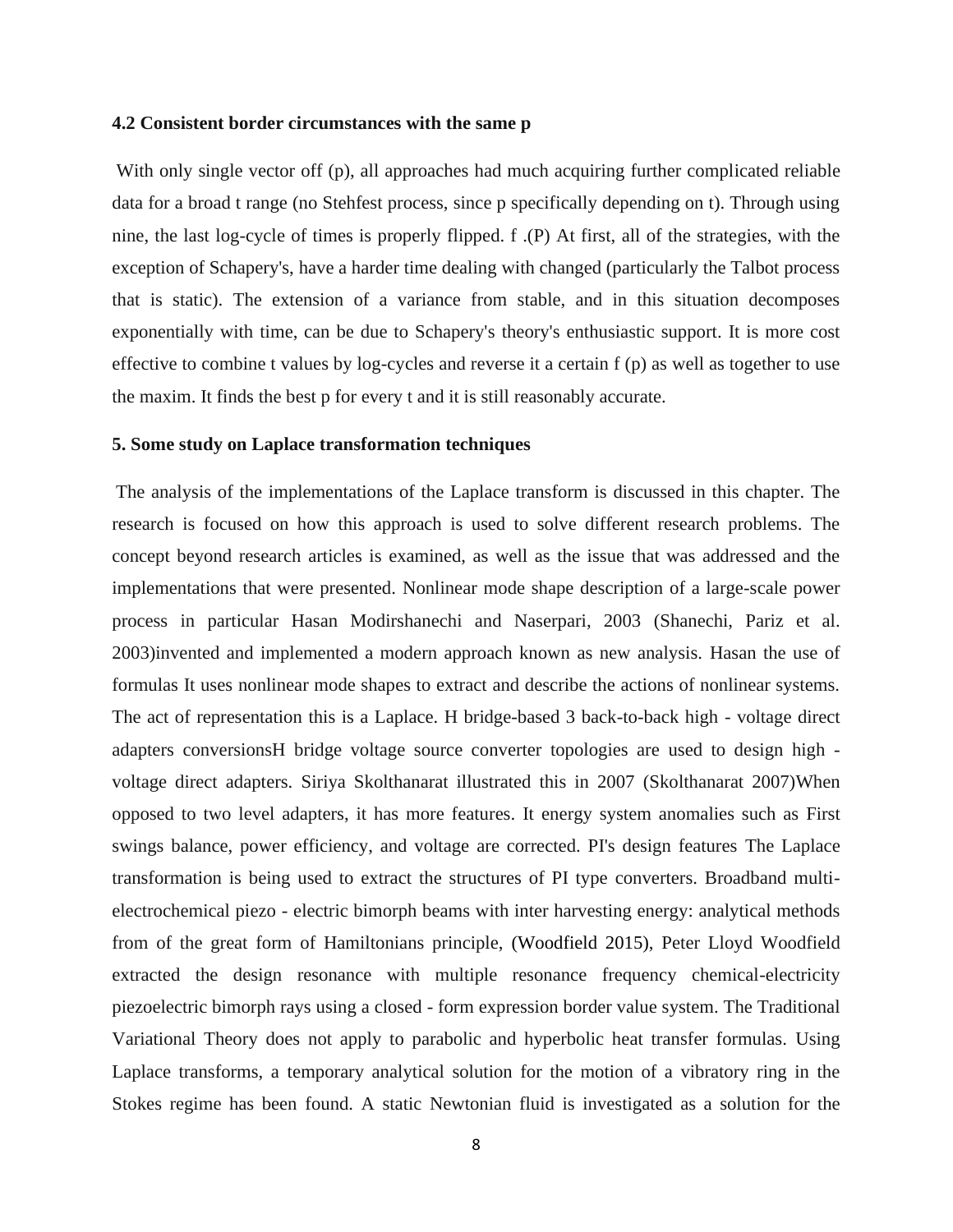### 4.2 Consistent border circumstances with the same p

With only single vector off (p), all approaches had much acquiring further complicated reliable data for a broad t range (no Stehfest process, since p specifically depending on t). Through using nine, the last log-cycle of times is properly flipped. f .(P) At first, all of the strategies, with the exception of Schapery's, have a harder time dealing with changed (particularly the Talbot process that is static). The extension of a variance from stable, and in this situation decomposes exponentially with time, can be due to Schapery's theory's enthusiastic support. It is more cost effective to combine t values by log-cycles and reverse it a certain f (p) as well as together to use the maxim. It finds the best p for every t and it is still reasonably accurate.

## 5. Some study on Laplace transformation techniques

The analysis of the implementations of the Laplace transform is discussed in this chapter. The research is focused on how this approach is used to solve different research problems. The concept beyond research articles is examined, as well as the issue that was addressed and the implementations that were presented. Nonlinear mode shape description of a large-scale power process in particular Hasan Modirshanechi and Naserpari, 2003 (Shanechi, Pariz et al. 2003)invented and implemented a modern approach known as new analysis. Hasan the use of formulas It uses nonlinear mode shapes to extract and describe the actions of nonlinear systems. The act of representation this is a Laplace. H bridge-based 3 back-to-back high - voltage direct adapters conversionsH bridge voltage source converter topologies are used to design high - voltage direct adapters. Siriya Skolthanarat illustrated this in 2007 (Skolthanarat 2007)When opposed to two level adapters, it has more features. It energy system anomalies such as First swings balance, power efficiency, and voltage are corrected. PI's design features The Laplace transformation is being used to extract the structures of PI type converters. Broadband multi-electrochemical piezo - electric bimorph beams with inter harvesting energy: analytical methods from of the great form of Hamiltonians principle, (Woodfield 2015), Peter Lloyd Woodfield extracted the design resonance with multiple resonance frequency chemical-electricity piezoelectric bimorph rays using a closed - form expression border value system. The Traditional Variational Theory does not apply to parabolic and hyperbolic heat transfer formulas. Using Laplace transforms, a temporary analytical solution for the motion of a vibratory ring in the Stokes regime has been found. A static Newtonian fluid is investigated as a solution for the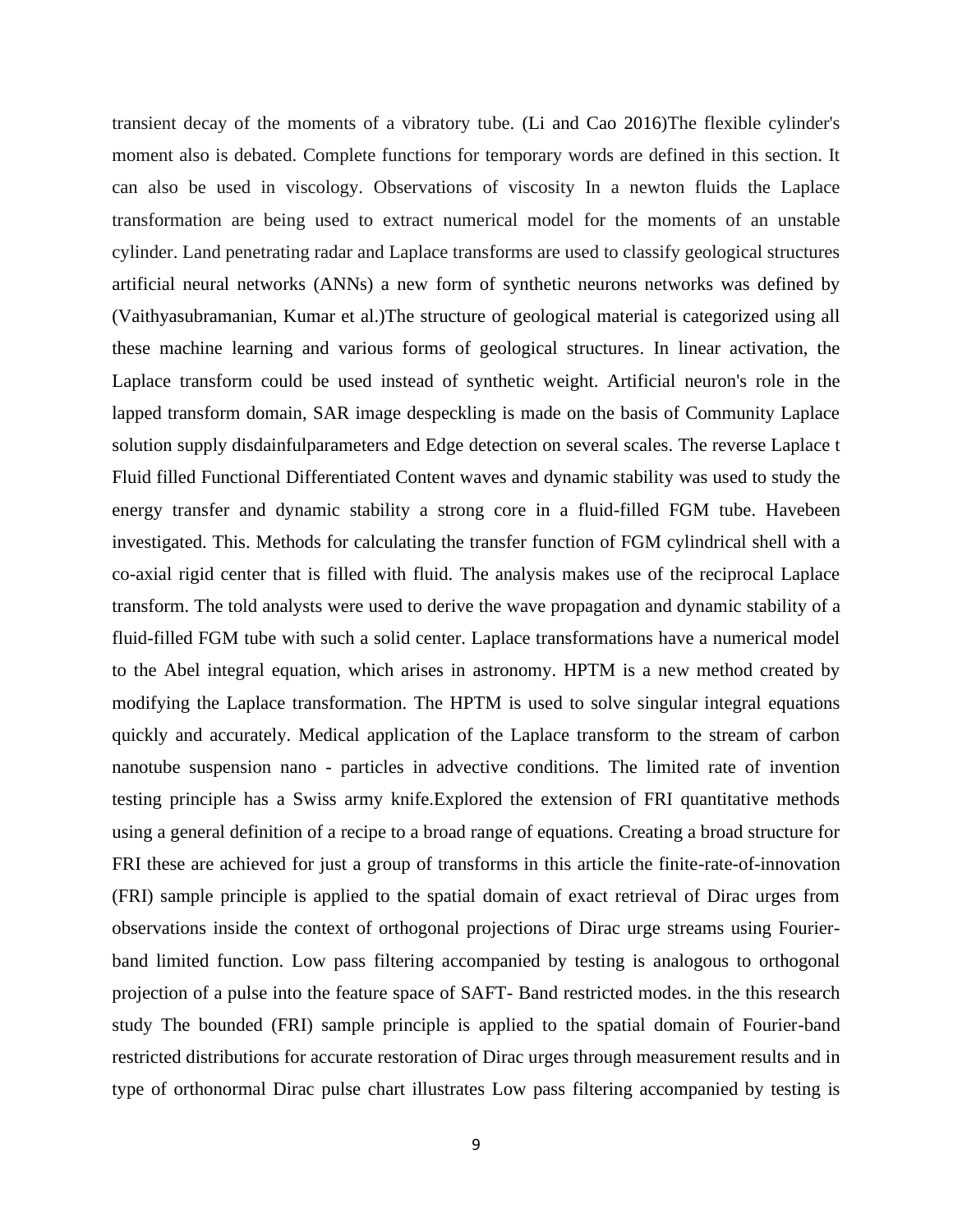transient decay of the moments of a vibratory tube. (Li and Cao 2016)The flexible cylinder's moment also is debated. Complete functions for temporary words are defined in this section. It can also be used in viscology. Observations of viscosity In a newton fluids the Laplace transformation are being used to extract numerical model for the moments of an unstable cylinder. Land penetrating radar and Laplace transforms are used to classify geological structures artificial neural networks (ANNs) a new form of synthetic neurons networks was defined by (Vaithyasubramanian, Kumar et al.)The structure of geological material is categorized using all these machine learning and various forms of geological structures. In linear activation, the Laplace transform could be used instead of synthetic weight. Artificial neuron's role in the lapped transform domain, SAR image despeckling is made on the basis of Community Laplace solution supply disdainfulparameters and Edge detection on several scales. The reverse Laplace t Fluid filled Functional Differentiated Content waves and dynamic stability was used to study the energy transfer and dynamic stability a strong core in a fluid-filled FGM tube. Havebeen investigated. This. Methods for calculating the transfer function of FGM cylindrical shell with a co-axial rigid center that is filled with fluid. The analysis makes use of the reciprocal Laplace transform. The told analysts were used to derive the wave propagation and dynamic stability of a fluid-filled FGM tube with such a solid center. Laplace transformations have a numerical model to the Abel integral equation, which arises in astronomy. HPTM is a new method created by modifying the Laplace transformation. The HPTM is used to solve singular integral equations quickly and accurately. Medical application of the Laplace transform to the stream of carbon nanotube suspension nano - particles in advective conditions. The limited rate of invention testing principle has a Swiss army knife.Explored the extension of FRI quantitative methods using a general definition of a recipe to a broad range of equations. Creating a broad structure for FRI these are achieved for just a group of transforms in this article the finite-rate-of-innovation (FRI) sample principle is applied to the spatial domain of exact retrieval of Dirac urges from observations inside the context of orthogonal projections of Dirac urge streams using Fourier-band limited function. Low pass filtering accompanied by testing is analogous to orthogonal projection of a pulse into the feature space of SAFT- Band restricted modes. in the this research study The bounded (FRI) sample principle is applied to the spatial domain of Fourier-band restricted distributions for accurate restoration of Dirac urges through measurement results and in type of orthonormal Dirac pulse chart illustrates Low pass filtering accompanied by testing is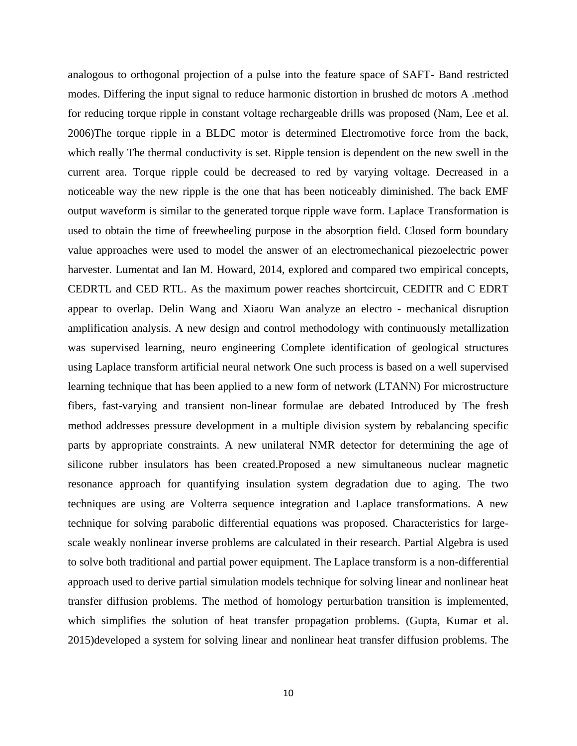analogous to orthogonal projection of a pulse into the feature space of SAFT- Band restricted modes. Differing the input signal to reduce harmonic distortion in brushed dc motors A .method for reducing torque ripple in constant voltage rechargeable drills was proposed (Nam, Lee et al. 2006)The torque ripple in a BLDC motor is determined Electromotive force from the back, which really The thermal conductivity is set. Ripple tension is dependent on the new swell in the current area. Torque ripple could be decreased to red by varying voltage. Decreased in a noticeable way the new ripple is the one that has been noticeably diminished. The back EMF output waveform is similar to the generated torque ripple wave form. Laplace Transformation is used to obtain the time of freewheeling purpose in the absorption field. Closed form boundary value approaches were used to model the answer of an electromechanical piezoelectric power harvester. Lumentat and Ian M. Howard, 2014, explored and compared two empirical concepts, CEDRTL and CED RTL. As the maximum power reaches shortcircuit, CEDITR and C EDRT appear to overlap. Delin Wang and Xiaoru Wan analyze an electro - mechanical disruption amplification analysis. A new design and control methodology with continuously metallization was supervised learning, neuro engineering Complete identification of geological structures using Laplace transform artificial neural network One such process is based on a well supervised learning technique that has been applied to a new form of network (LTANN) For microstructure fibers, fast-varying and transient non-linear formulae are debated Introduced by The fresh method addresses pressure development in a multiple division system by rebalancing specific parts by appropriate constraints. A new unilateral NMR detector for determining the age of silicone rubber insulators has been created.Proposed a new simultaneous nuclear magnetic resonance approach for quantifying insulation system degradation due to aging. The two techniques are using are Volterra sequence integration and Laplace transformations. A new technique for solving parabolic differential equations was proposed. Characteristics for large-scale weakly nonlinear inverse problems are calculated in their research. Partial Algebra is used to solve both traditional and partial power equipment. The Laplace transform is a non-differential approach used to derive partial simulation models technique for solving linear and nonlinear heat transfer diffusion problems. The method of homology perturbation transition is implemented, which simplifies the solution of heat transfer propagation problems. (Gupta, Kumar et al. 2015)developed a system for solving linear and nonlinear heat transfer diffusion problems. The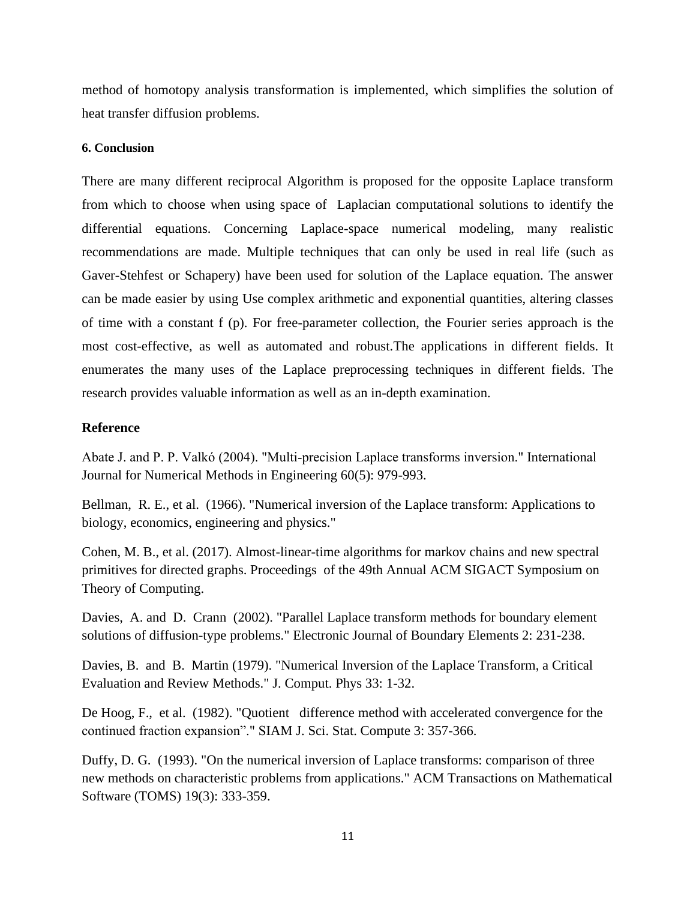method of homotopy analysis transformation is implemented, which simplifies the solution of heat transfer diffusion problems.

## 6. Conclusion

There are many different reciprocal Algorithm is proposed for the opposite Laplace transform from which to choose when using space of Laplacian computational solutions to identify the differential equations. Concerning Laplace-space numerical modeling, many realistic recommendations are made. Multiple techniques that can only be used in real life (such as Gaver-Stehfest or Schapery) have been used for solution of the Laplace equation. The answer can be made easier by using Use complex arithmetic and exponential quantities, altering classes of time with a constant f (p). For free-parameter collection, the Fourier series approach is the most cost-effective, as well as automated and robust.The applications in different fields. It enumerates the many uses of the Laplace preprocessing techniques in different fields. The research provides valuable information as well as an in-depth examination.

## Reference

Abate J. and P. P. Valkó (2004). "Multi-precision Laplace transforms inversion." International Journal for Numerical Methods in Engineering 60(5): 979-993.

Bellman, R. E., et al. (1966). "Numerical inversion of the Laplace transform: Applications to biology, economics, engineering and physics."

Cohen, M. B., et al. (2017). Almost-linear-time algorithms for markov chains and new spectral primitives for directed graphs. Proceedings of the 49th Annual ACM SIGACT Symposium on Theory of Computing.

Davies, A. and D. Crann (2002). "Parallel Laplace transform methods for boundary element solutions of diffusion-type problems." Electronic Journal of Boundary Elements 2: 231-238.

Davies, B. and B. Martin (1979). "Numerical Inversion of the Laplace Transform, a Critical Evaluation and Review Methods." J. Comput. Phys 33: 1-32.

De Hoog, F., et al. (1982). "Quotient difference method with accelerated convergence for the continued fraction expansion”." SIAM J. Sci. Stat. Compute 3: 357-366.

Duffy, D. G. (1993). "On the numerical inversion of Laplace transforms: comparison of three new methods on characteristic problems from applications." ACM Transactions on Mathematical Software (TOMS) 19(3): 333-359.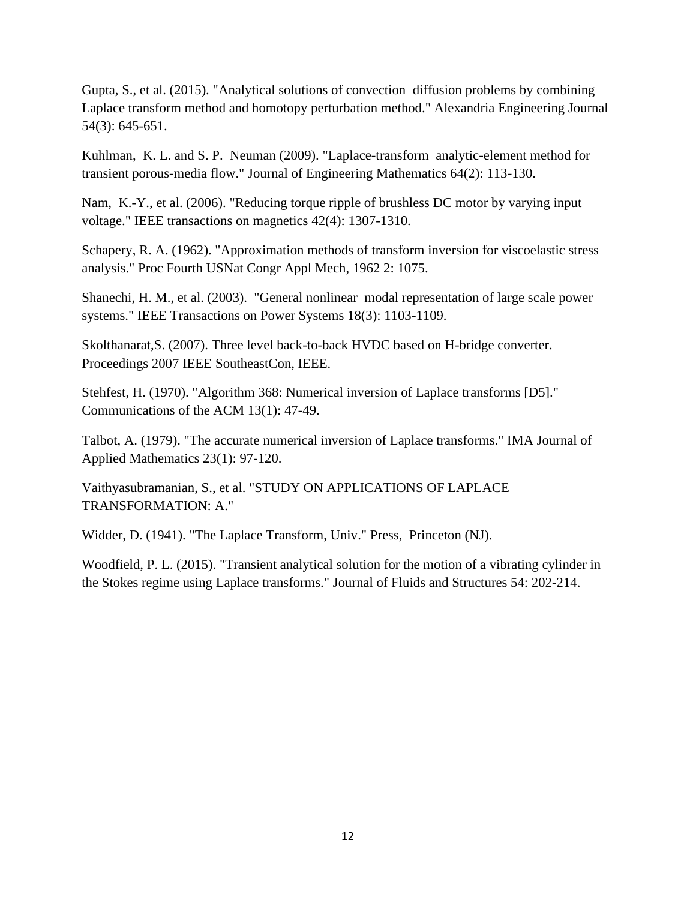Gupta, S., et al. (2015). "Analytical solutions of convection–diffusion problems by combining Laplace transform method and homotopy perturbation method." Alexandria Engineering Journal 54(3): 645-651.

Kuhlman, K. L. and S. P. Neuman (2009). "Laplace-transform analytic-element method for transient porous-media flow." Journal of Engineering Mathematics 64(2): 113-130.

Nam, K.-Y., et al. (2006). "Reducing torque ripple of brushless DC motor by varying input voltage." IEEE transactions on magnetics 42(4): 1307-1310.

Schapery, R. A. (1962). "Approximation methods of transform inversion for viscoelastic stress analysis." Proc Fourth USNat Congr Appl Mech, 1962 2: 1075.

Shanechi, H. M., et al. (2003). "General nonlinear modal representation of large scale power systems." IEEE Transactions on Power Systems 18(3): 1103-1109.

Skolthanarat,S. (2007). Three level back-to-back HVDC based on H-bridge converter. Proceedings 2007 IEEE SoutheastCon, IEEE.

Stehfest, H. (1970). "Algorithm 368: Numerical inversion of Laplace transforms [D5]." Communications of the ACM 13(1): 47-49.

Talbot, A. (1979). "The accurate numerical inversion of Laplace transforms." IMA Journal of Applied Mathematics 23(1): 97-120.

Vaithyasubramanian, S., et al. "STUDY ON APPLICATIONS OF LAPLACE TRANSFORMATION: A."

Widder, D. (1941). "The Laplace Transform, Univ." Press, Princeton (NJ).

Woodfield, P. L. (2015). "Transient analytical solution for the motion of a vibrating cylinder in the Stokes regime using Laplace transforms." Journal of Fluids and Structures 54: 202-214.